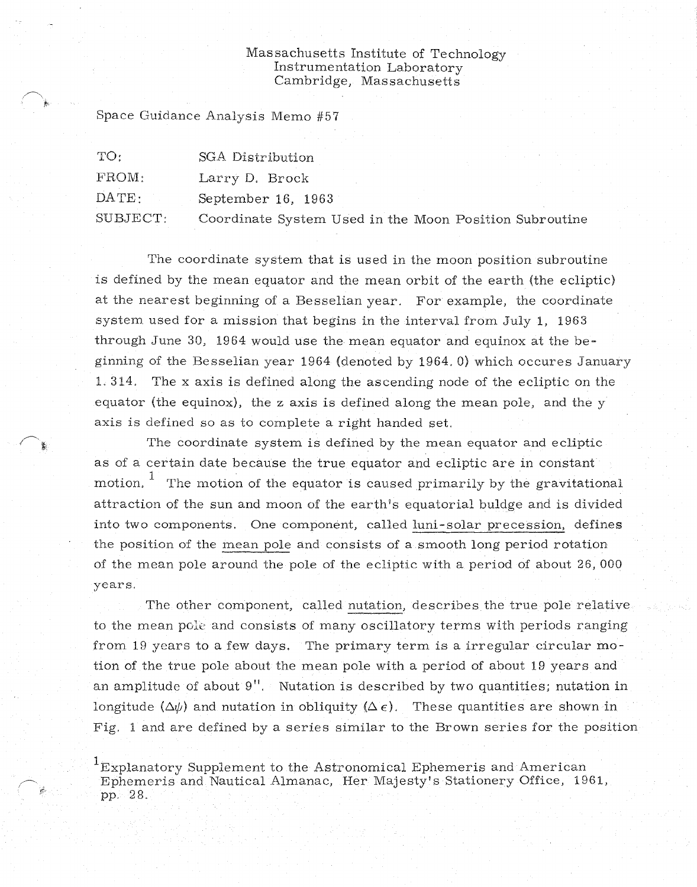Massachusetts Institute of Technology
Instrumentation Laboratory
Cambridge, Massachusetts

Space Guidance Analysis Memo #57

| | |
|---|---|
| TO: | SGA Distribution |
| FROM: | Larry D. Brock |
| DATE: | September 16, 1963 |
| SUBJECT: | Coordinate System Used in the Moon Position Subroutine |

The coordinate system that is used in the moon position subroutine is defined by the mean equator and the mean orbit of the earth (the ecliptic) at the nearest beginning of a Besselian year. For example, the coordinate system used for a mission that begins in the interval from July 1, 1963 through June 30, 1964 would use the mean equator and equinox at the beginning of the Besselian year 1964 (denoted by 1964.0) which occures January 1.314. The x axis is defined along the ascending node of the ecliptic on the equator (the equinox), the z axis is defined along the mean pole, and the y axis is defined so as to complete a right handed set.

The coordinate system is defined by the mean equator and ecliptic as of a certain date because the true equator and ecliptic are in constant motion.[1] The motion of the equator is caused primarily by the gravitational attraction of the sun and moon of the earth's equatorial buldge and is divided into two components. One component, called <u>luni-solar precession</u>, defines the position of the <u>mean pole</u> and consists of a smooth long period rotation of the mean pole around the pole of the ecliptic with a period of about 26,000 years.

The other component, called <u>nutation</u>, describes the true pole relative to the mean pole and consists of many oscillatory terms with periods ranging from 19 years to a few days. The primary term is a irregular circular motion of the true pole about the mean pole with a period of about 19 years and an amplitude of about 9". Nutation is described by two quantities; nutation in longitude ($\Delta\psi$) and nutation in obliquity ($\Delta\epsilon$). These quantities are shown in Fig. 1 and are defined by a series similar to the Brown series for the position

[1] Explanatory Supplement to the Astronomical Ephemeris and American Ephemeris and Nautical Almanac, Her Majesty's Stationery Office, 1961, pp. 28.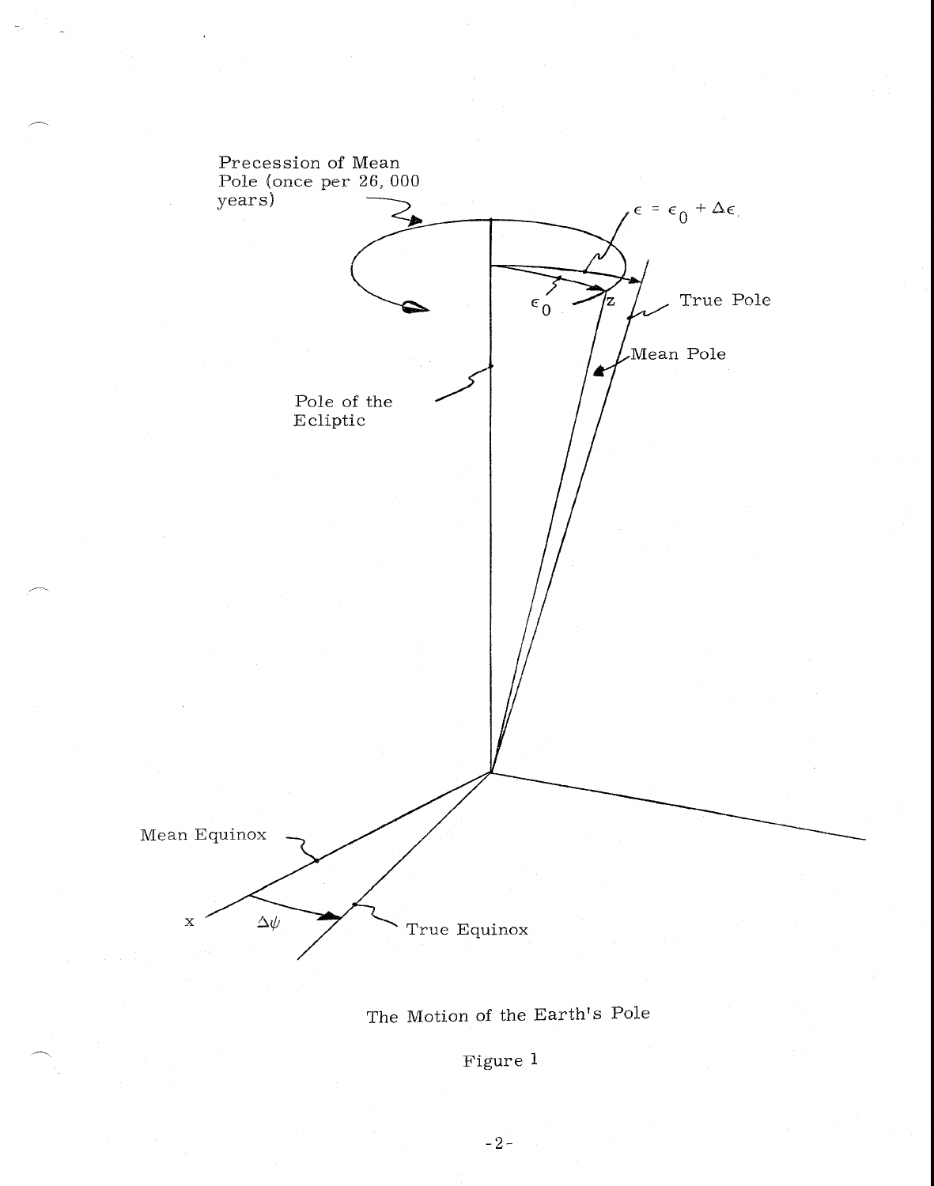Precession of Mean Pole (once per 26, 000 years)

$\epsilon = \epsilon_0 + \Delta\epsilon$

$\epsilon_0$

z

True Pole

Mean Pole

Pole of the Ecliptic

Mean Equinox

x

$\Delta\psi$

True Equinox

The Motion of the Earth's Pole

Figure 1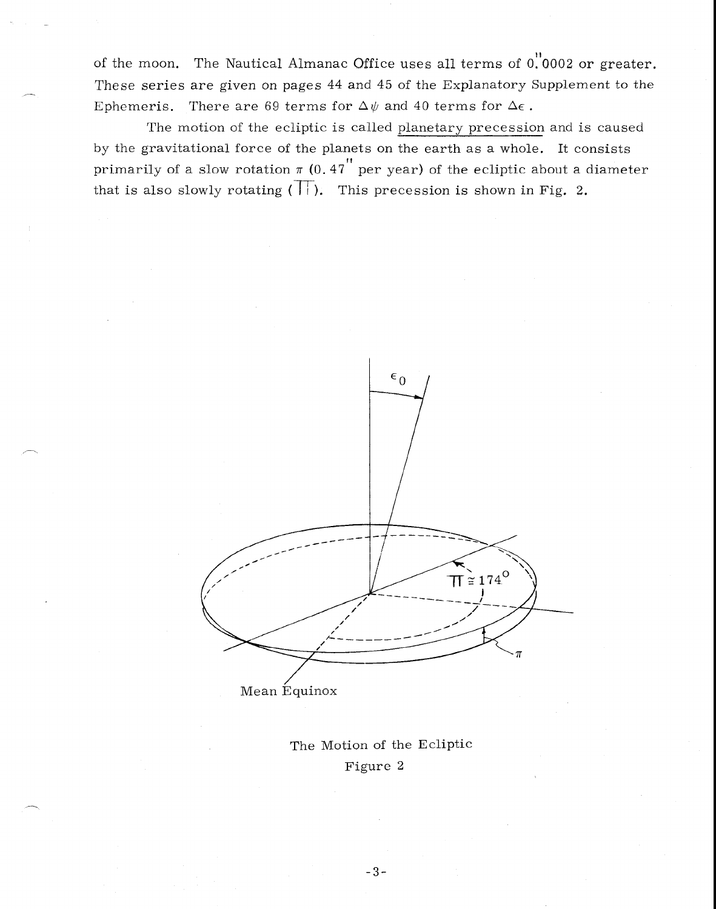of the moon. The Nautical Almanac Office uses all terms of $0\overset{''}{.}0002$ or greater. These series are given on pages 44 and 45 of the Explanatory Supplement to the Ephemeris. There are 69 terms for $\Delta\psi$ and 40 terms for $\Delta\epsilon$.

The motion of the ecliptic is called planetary precession and is caused by the gravitational force of the planets on the earth as a whole. It consists primarily of a slow rotation $\pi$ ($0.47''$ per year) of the ecliptic about a diameter that is also slowly rotating ($\Pi$). This precession is shown in Fig. 2.

The Motion of the Ecliptic

Figure 2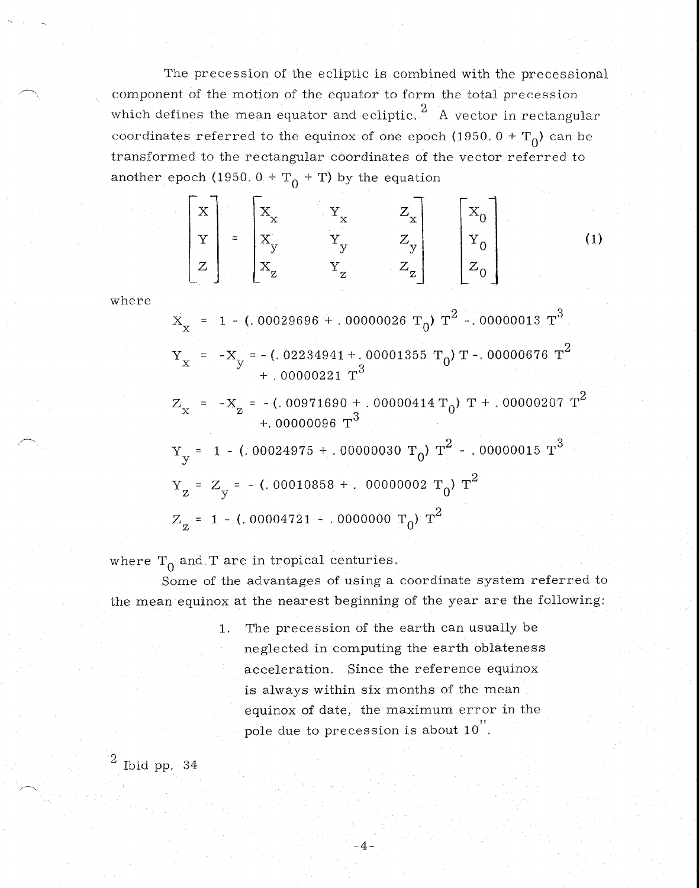The precession of the ecliptic is combined with the precessional component of the motion of the equator to form the total precession which defines the mean equator and ecliptic.[2] A vector in rectangular coordinates referred to the equinox of one epoch $(1950.0 + T_0)$ can be transformed to the rectangular coordinates of the vector referred to another epoch $(1950.0 + T_0 + T)$ by the equation

$$\begin{bmatrix} X \\ Y \\ Z \end{bmatrix} = \begin{bmatrix} X_x & Y_x & Z_x \\ X_y & Y_y & Z_y \\ X_z & Y_z & Z_z \end{bmatrix} \begin{bmatrix} X_0 \\ Y_0 \\ Z_0 \end{bmatrix} \tag{1}$$

where

$$X_x = 1 - (.00029696 + .00000026\, T_0)\, T^2 - .00000013\, T^3$$

$$Y_x = -X_y = -(.02234941 + .00001355\, T_0)\, T - .00000676\, T^2 + .00000221\, T^3$$

$$Z_x = -X_z = -(.00971690 + .00000414\, T_0)\, T + .00000207\, T^2 + .00000096\, T^3$$

$$Y_y = 1 - (.00024975 + .00000030\, T_0)\, T^2 - .00000015\, T^3$$

$$Y_z = Z_y = -(.00010858 + .00000002\, T_0)\, T^2$$

$$Z_z = 1 - (.00004721 - .0000000\, T_0)\, T^2$$

where $T_0$ and $T$ are in tropical centuries.

Some of the advantages of using a coordinate system referred to the mean equinox at the nearest beginning of the year are the following:

1. The precession of the earth can usually be neglected in computing the earth oblateness acceleration. Since the reference equinox is always within six months of the mean equinox of date, the maximum error in the pole due to precession is about 10".

[2] Ibid pp. 34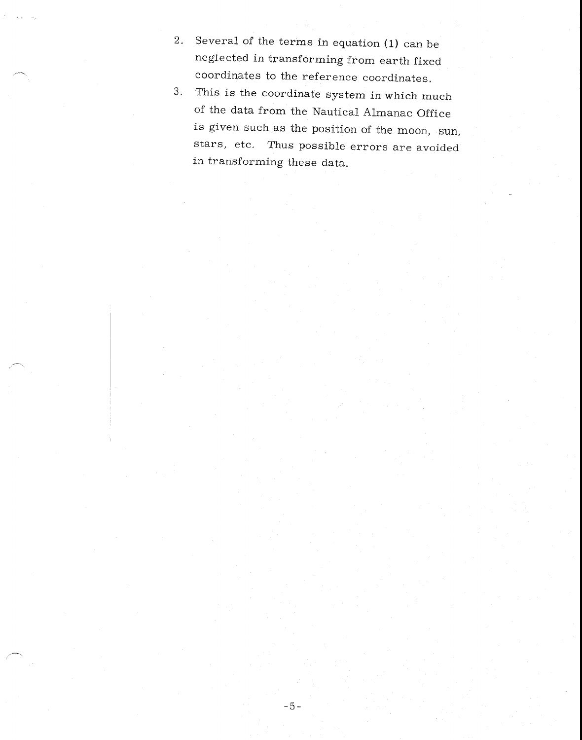2. Several of the terms in equation (1) can be neglected in transforming from earth fixed coordinates to the reference coordinates.
3. This is the coordinate system in which much of the data from the Nautical Almanac Office is given such as the position of the moon, sun, stars, etc. Thus possible errors are avoided in transforming these data.